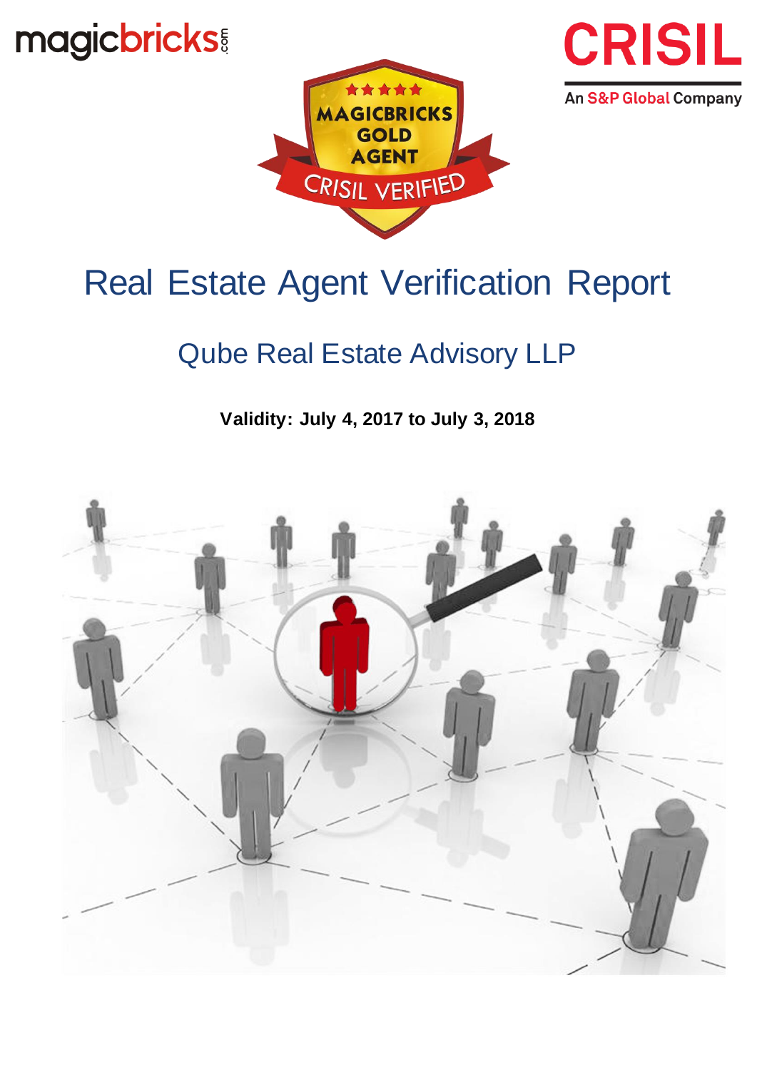# Real Estate Agent Verification Report

## Qube Real Estate Advisory LLP

**Validity: July 4, 2017 to July 3, 2018**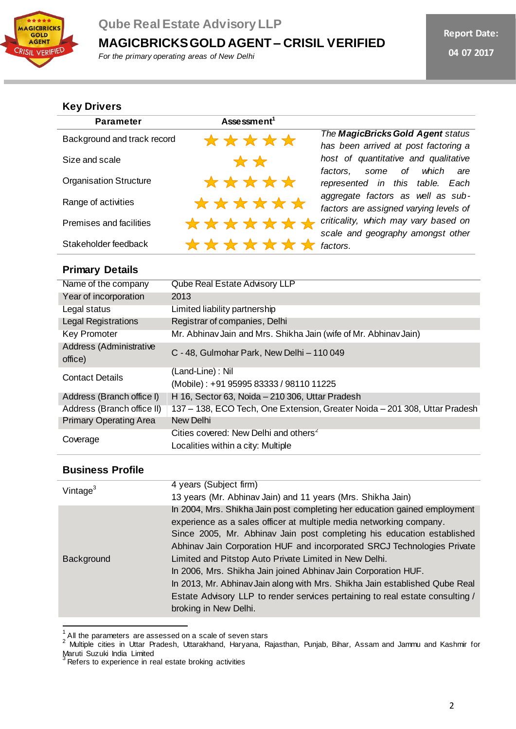Qube Real Estate Advisory LLP

# MAGICBRICKS GOLD AGENT – CRISIL VERIFIED

*For the primary operating areas of New Delhi*

**Report Date:** 04 07 2017

## Key Drivers

| Parameter | Assessment[1] | |
|---|---|---|
| Background and track record | ★★★★★ | *The **MagicBricks Gold Agent** status has been arrived at post factoring a host of quantitative and qualitative factors, some of which are represented in this table. Each aggregate factors as well as sub-factors are assigned varying levels of criticality, which may vary based on scale and geography amongst other factors.* |
| Size and scale | ★★ | |
| Organisation Structure | ★★★★★ | |
| Range of activities | ★★★★★★ | |
| Premises and facilities | ★★★★★★★ | |
| Stakeholder feedback | ★★★★★★★ | |

## Primary Details

| | |
|---|---|
| Name of the company | Qube Real Estate Advisory LLP |
| Year of incorporation | 2013 |
| Legal status | Limited liability partnership |
| Legal Registrations | Registrar of companies, Delhi |
| Key Promoter | Mr. Abhinav Jain and Mrs. Shikha Jain (wife of Mr. Abhinav Jain) |
| Address (Administrative office) | C - 48, Gulmohar Park, New Delhi – 110 049 |
| Contact Details | (Land-Line) : Nil<br>(Mobile) : +91 95995 83333 / 98110 11225 |
| Address (Branch office I) | H 16, Sector 63, Noida – 210 306, Uttar Pradesh |
| Address (Branch office II) | 137 – 138, ECO Tech, One Extension, Greater Noida – 201 308, Uttar Pradesh |
| Primary Operating Area | New Delhi |
| Coverage | Cities covered: New Delhi and others[2]<br>Localities within a city: Multiple |

## Business Profile

| | |
|---|---|
| Vintage[3] | 4 years (Subject firm)<br>13 years (Mr. Abhinav Jain) and 11 years (Mrs. Shikha Jain) |
| Background | In 2004, Mrs. Shikha Jain post completing her education gained employment experience as a sales officer at multiple media networking company.<br>Since 2005, Mr. Abhinav Jain post completing his education established Abhinav Jain Corporation HUF and incorporated SRCJ Technologies Private Limited and Pitstop Auto Private Limited in New Delhi.<br>In 2006, Mrs. Shikha Jain joined Abhinav Jain Corporation HUF.<br>In 2013, Mr. Abhinav Jain along with Mrs. Shikha Jain established Qube Real Estate Advisory LLP to render services pertaining to real estate consulting / broking in New Delhi. |

[1] All the parameters are assessed on a scale of seven stars

[2] Multiple cities in Uttar Pradesh, Uttarakhand, Haryana, Rajasthan, Punjab, Bihar, Assam and Jammu and Kashmir for Maruti Suzuki India Limited

[3] Refers to experience in real estate broking activities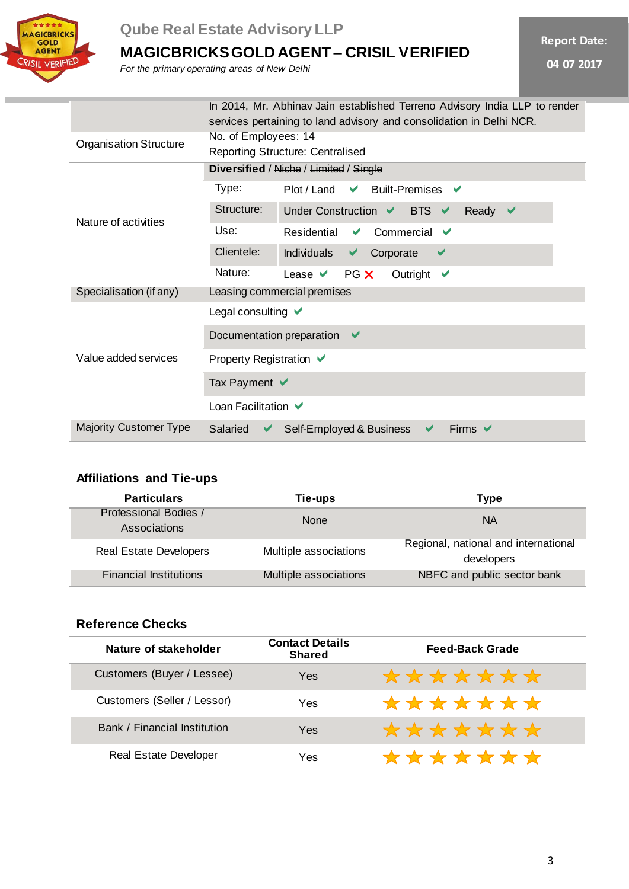Qube Real Estate Advisory LLP

# MAGICBRICKS GOLD AGENT – CRISIL VERIFIED

*For the primary operating areas of New Delhi*

Report Date: 04 07 2017

| | |
|---|---|
| Organisation Structure | In 2014, Mr. Abhinav Jain established Terreno Advisory India LLP to render services pertaining to land advisory and consolidation in Delhi NCR.<br>No. of Employees: 14<br>Reporting Structure: Centralised |
| Nature of activities | **Diversified** / ~~Niche~~ / ~~Limited~~ / ~~Single~~<br>Type: Plot / Land ✔ Built-Premises ✔<br>Structure: Under Construction ✔ BTS ✔ Ready ✔<br>Use: Residential ✔ Commercial ✔<br>Clientele: Individuals ✔ Corporate ✔<br>Nature: Lease ✔ PG ✘ Outright ✔ |
| Specialisation (if any) | Leasing commercial premises |
| Value added services | Legal consulting ✔<br>Documentation preparation ✔<br>Property Registration ✔<br>Tax Payment ✔<br>Loan Facilitation ✔ |
| Majority Customer Type | Salaried ✔ Self-Employed & Business ✔ Firms ✔ |

## Affiliations and Tie-ups

| Particulars | Tie-ups | Type |
|---|---|---|
| Professional Bodies / Associations | None | NA |
| Real Estate Developers | Multiple associations | Regional, national and international developers |
| Financial Institutions | Multiple associations | NBFC and public sector bank |

## Reference Checks

| Nature of stakeholder | Contact Details Shared | Feed-Back Grade |
|---|---|---|
| Customers (Buyer / Lessee) | Yes | ★★★★★★★ |
| Customers (Seller / Lessor) | Yes | ★★★★★★★ |
| Bank / Financial Institution | Yes | ★★★★★★★ |
| Real Estate Developer | Yes | ★★★★★★★ |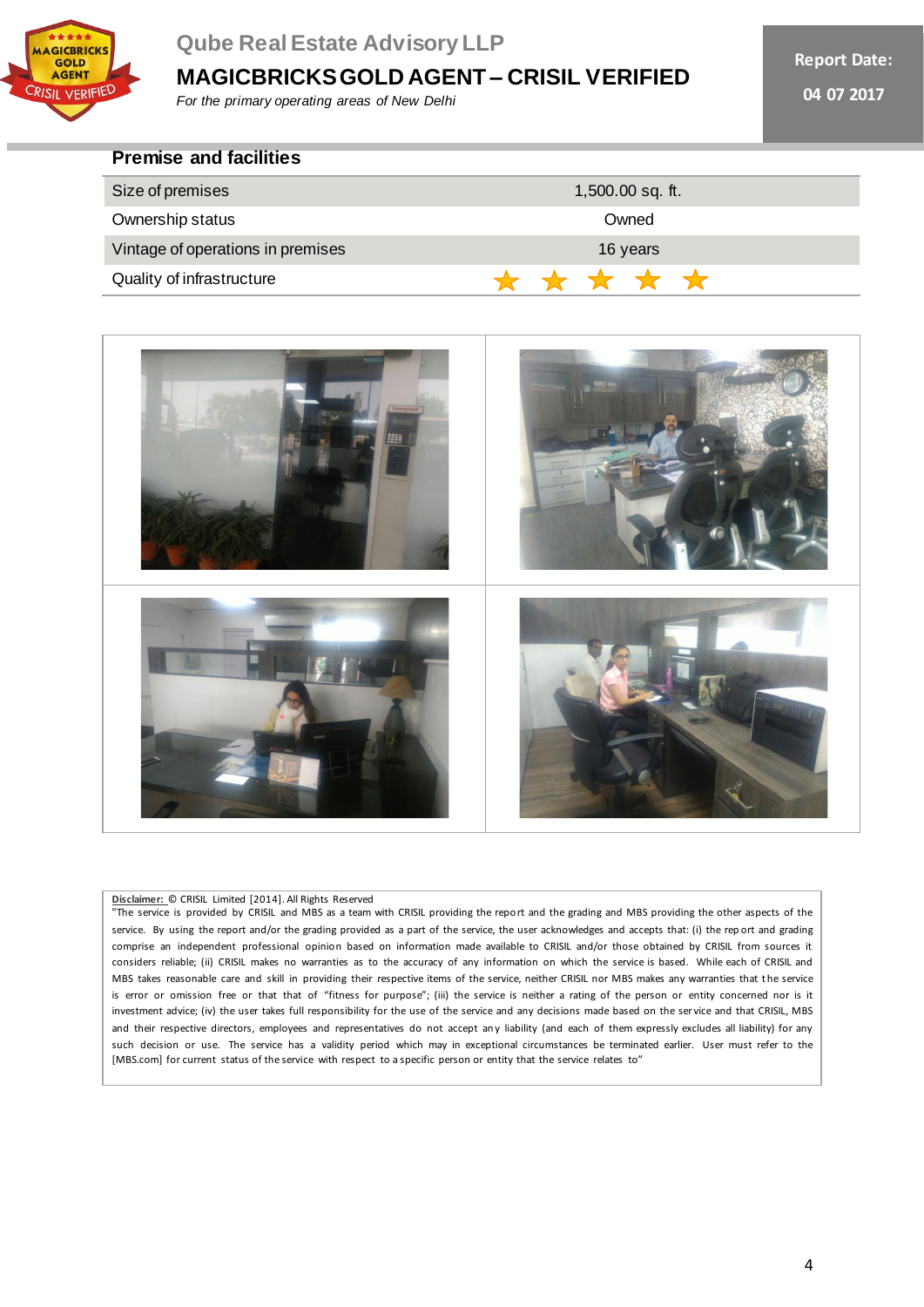# Premise and facilities

| | |
|---|---|
| Size of premises | 1,500.00 sq. ft. |
| Ownership status | Owned |
| Vintage of operations in premises | 16 years |
| Quality of infrastructure | ★★★★★ |

**Disclaimer:** © CRISIL Limited [2014]. All Rights Reserved

"The service is provided by CRISIL and MBS as a team with CRISIL providing the report and the grading and MBS providing the other aspects of the service. By using the report and/or the grading provided as a part of the service, the user acknowledges and accepts that: (i) the report and grading comprise an independent professional opinion based on information made available to CRISIL and/or those obtained by CRISIL from sources it considers reliable; (ii) CRISIL makes no warranties as to the accuracy of any information on which the service is based. While each of CRISIL and MBS takes reasonable care and skill in providing their respective items of the service, neither CRISIL nor MBS makes any warranties that the service is error or omission free or that that of "fitness for purpose"; (iii) the service is neither a rating of the person or entity concerned nor is it investment advice; (iv) the user takes full responsibility for the use of the service and any decisions made based on the service and that CRISIL, MBS and their respective directors, employees and representatives do not accept any liability (and each of them expressly excludes all liability) for any such decision or use. The service has a validity period which may in exceptional circumstances be terminated earlier. User must refer to the [MBS.com] for current status of the service with respect to a specific person or entity that the service relates to"